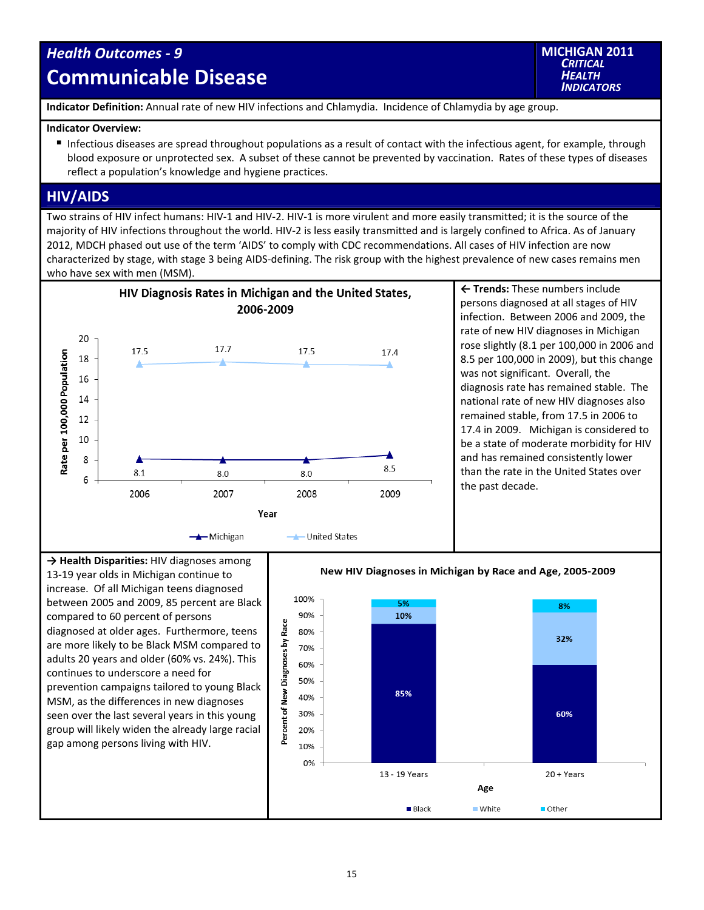# Health Outcomes - 9
# Communicable Disease

**MICHIGAN 2011 *CRITICAL HEALTH INDICATORS***

**Indicator Definition:** Annual rate of new HIV infections and Chlamydia. Incidence of Chlamydia by age group.

**Indicator Overview:**

- Infectious diseases are spread throughout populations as a result of contact with the infectious agent, for example, through blood exposure or unprotected sex. A subset of these cannot be prevented by vaccination. Rates of these types of diseases reflect a population's knowledge and hygiene practices.

## HIV/AIDS

Two strains of HIV infect humans: HIV-1 and HIV-2. HIV-1 is more virulent and more easily transmitted; it is the source of the majority of HIV infections throughout the world. HIV-2 is less easily transmitted and is largely confined to Africa. As of January 2012, MDCH phased out use of the term 'AIDS' to comply with CDC recommendations. All cases of HIV infection are now characterized by stage, with stage 3 being AIDS-defining. The risk group with the highest prevalence of new cases remains men who have sex with men (MSM).

**HIV Diagnosis Rates in Michigan and the United States, 2006-2009**

Rate per 100,000 Population

| Year | Michigan | United States |
|---|---|---|
| 2006 | 8.1 | 17.5 |
| 2007 | 8.0 | 17.7 |
| 2008 | 8.0 | 17.5 |
| 2009 | 8.5 | 17.4 |

**← Trends:** These numbers include persons diagnosed at all stages of HIV infection. Between 2006 and 2009, the rate of new HIV diagnoses in Michigan rose slightly (8.1 per 100,000 in 2006 and 8.5 per 100,000 in 2009), but this change was not significant. Overall, the diagnosis rate has remained stable. The national rate of new HIV diagnoses also remained stable, from 17.5 in 2006 to 17.4 in 2009. Michigan is considered to be a state of moderate morbidity for HIV and has remained consistently lower than the rate in the United States over the past decade.

**→ Health Disparities:** HIV diagnoses among 13-19 year olds in Michigan continue to increase. Of all Michigan teens diagnosed between 2005 and 2009, 85 percent are Black compared to 60 percent of persons diagnosed at older ages. Furthermore, teens are more likely to be Black MSM compared to adults 20 years and older (60% vs. 24%). This continues to underscore a need for prevention campaigns tailored to young Black MSM, as the differences in new diagnoses seen over the last several years in this young group will likely widen the already large racial gap among persons living with HIV.

**New HIV Diagnoses in Michigan by Race and Age, 2005-2009**

Percent of New Diagnoses by Race

| Age | Black | White | Other |
|---|---|---|---|
| 13 - 19 Years | 85% | 10% | 5% |
| 20 + Years | 60% | 32% | 8% |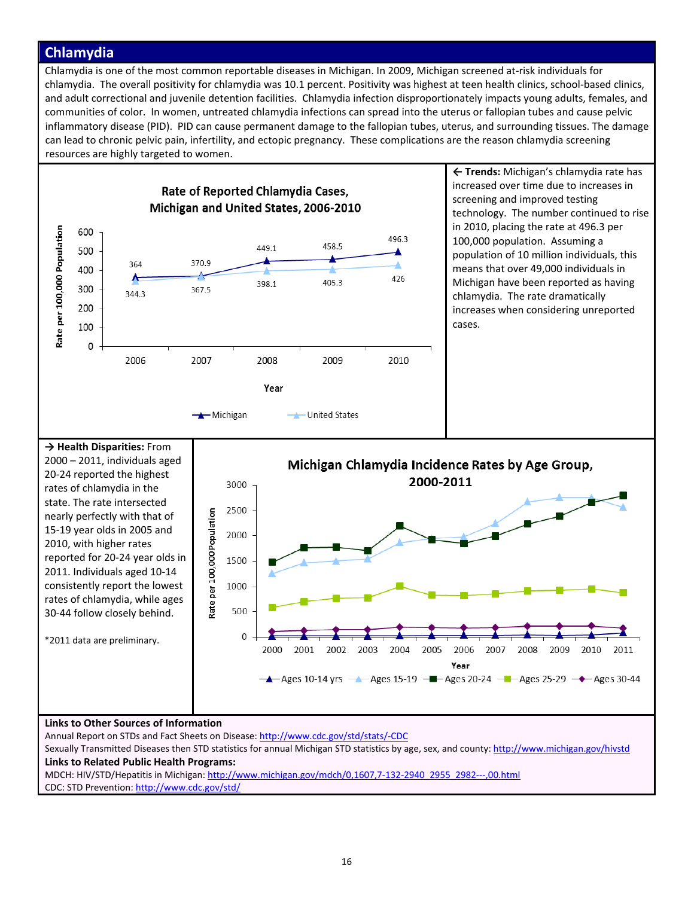## Chlamydia

Chlamydia is one of the most common reportable diseases in Michigan. In 2009, Michigan screened at-risk individuals for chlamydia. The overall positivity for chlamydia was 10.1 percent. Positivity was highest at teen health clinics, school-based clinics, and adult correctional and juvenile detention facilities. Chlamydia infection disproportionately impacts young adults, females, and communities of color. In women, untreated chlamydia infections can spread into the uterus or fallopian tubes and cause pelvic inflammatory disease (PID). PID can cause permanent damage to the fallopian tubes, uterus, and surrounding tissues. The damage can lead to chronic pelvic pain, infertility, and ectopic pregnancy. These complications are the reason chlamydia screening resources are highly targeted to women.

Rate of Reported Chlamydia Cases, Michigan and United States, 2006-2010

Rate per 100,000 Population

600
500
400
300
200
100
0

2006 2007 2008 2009 2010

Year

364 370.9 449.1 458.5 496.3

344.3 367.5 398.1 405.3 426

Michigan United States

**← Trends:** Michigan's chlamydia rate has increased over time due to increases in screening and improved testing technology. The number continued to rise in 2010, placing the rate at 496.3 per 100,000 population. Assuming a population of 10 million individuals, this means that over 49,000 individuals in Michigan have been reported as having chlamydia. The rate dramatically increases when considering unreported cases.

**→ Health Disparities:** From 2000 – 2011, individuals aged 20-24 reported the highest rates of chlamydia in the state. The rate intersected nearly perfectly with that of 15-19 year olds in 2005 and 2010, with higher rates reported for 20-24 year olds in 2011. Individuals aged 10-14 consistently report the lowest rates of chlamydia, while ages 30-44 follow closely behind.

*2011 data are preliminary.

Michigan Chlamydia Incidence Rates by Age Group, 2000-2011

Rate per 100,000 Population

3000
2500
2000
1500
1000
500
0

2000 2001 2002 2003 2004 2005 2006 2007 2008 2009 2010 2011

Year

Ages 10-14 yrs Ages 15-19 Ages 20-24 Ages 25-29 Ages 30-44

**Links to Other Sources of Information**

Annual Report on STDs and Fact Sheets on Disease: http://www.cdc.gov/std/stats/-CDC

Sexually Transmitted Diseases then STD statistics for annual Michigan STD statistics by age, sex, and county: http://www.michigan.gov/hivstd

**Links to Related Public Health Programs:**

MDCH: HIV/STD/Hepatitis in Michigan: http://www.michigan.gov/mdch/0,1607,7-132-2940_2955_2982---,00.html

CDC: STD Prevention: http://www.cdc.gov/std/